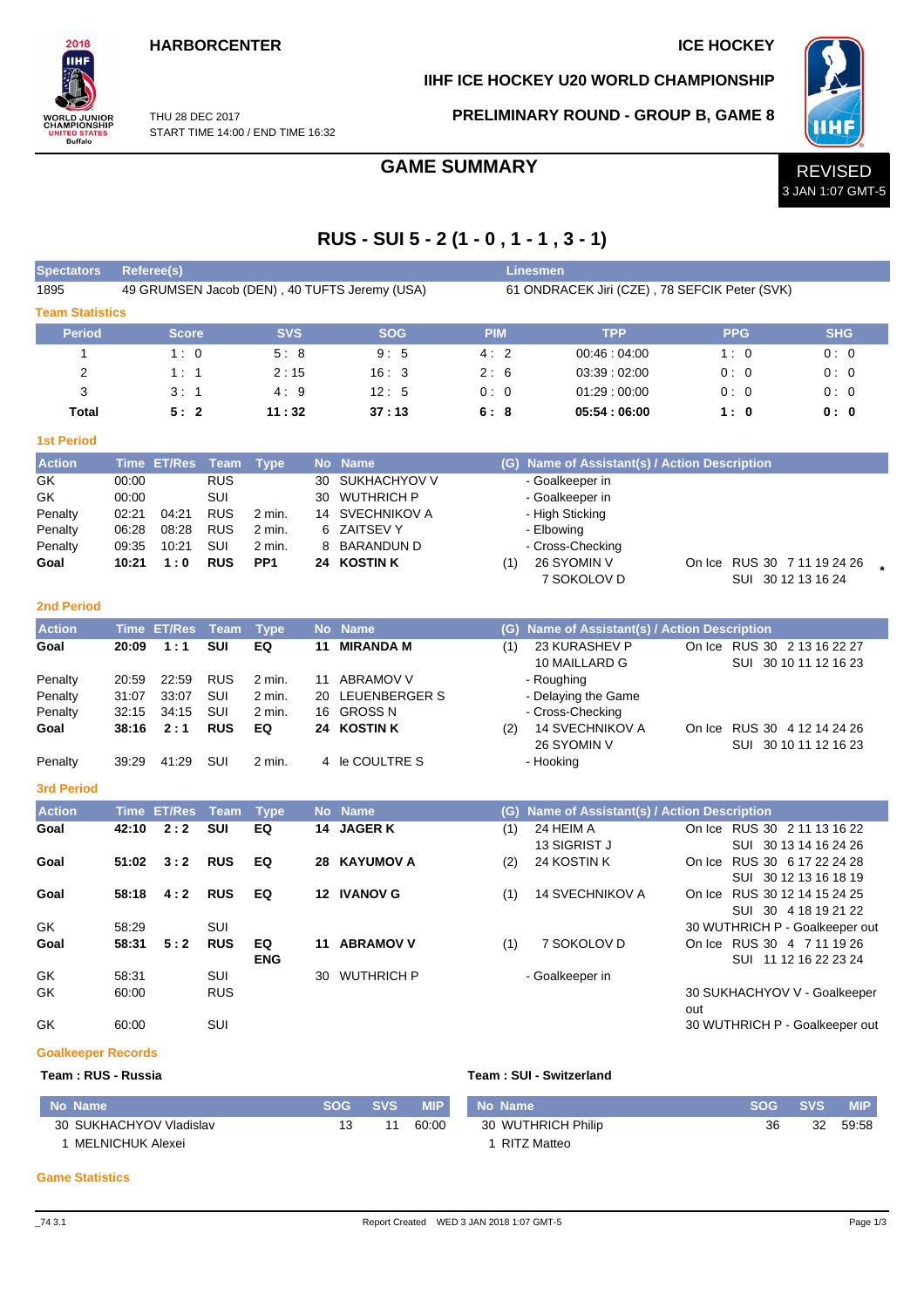**HARBORCENTER** **ICE HOCKEY**

**IIHF ICE HOCKEY U20 WORLD CHAMPIONSHIP**

THU 28 DEC 2017
START TIME 14:00 / END TIME 16:32

**PRELIMINARY ROUND - GROUP B, GAME 8**

# GAME SUMMARY

REVISED
3 JAN 1:07 GMT-5

## RUS - SUI 5 - 2 (1 - 0 , 1 - 1 , 3 - 1)

| Spectators | Referee(s) | Linesmen |
|---|---|---|
| 1895 | 49 GRUMSEN Jacob (DEN) , 40 TUFTS Jeremy (USA) | 61 ONDRACEK Jiri (CZE) , 78 SEFCIK Peter (SVK) |

### Team Statistics

| Period | Score | SVS | SOG | PIM | TPP | PPG | SHG |
|---|---|---|---|---|---|---|---|
| 1 | 1 : 0 | 5 : 8 | 9 : 5 | 4 : 2 | 00:46 : 04:00 | 1 : 0 | 0 : 0 |
| 2 | 1 : 1 | 2 : 15 | 16 : 3 | 2 : 6 | 03:39 : 02:00 | 0 : 0 | 0 : 0 |
| 3 | 3 : 1 | 4 : 9 | 12 : 5 | 0 : 0 | 01:29 : 00:00 | 0 : 0 | 0 : 0 |
| **Total** | **5 : 2** | **11 : 32** | **37 : 13** | **6 : 8** | **05:54 : 06:00** | **1 : 0** | **0 : 0** |

### 1st Period

| Action | Time | ET/Res | Team | Type | No | Name | (G) | Name of Assistant(s) / Action Description | |
|---|---|---|---|---|---|---|---|---|---|
| GK | 00:00 | | RUS | | 30 | SUKHACHYOV V | | - Goalkeeper in | |
| GK | 00:00 | | SUI | | 30 | WUTHRICH P | | - Goalkeeper in | |
| Penalty | 02:21 | 04:21 | RUS | 2 min. | 14 | SVECHNIKOV A | | - High Sticking | |
| Penalty | 06:28 | 08:28 | RUS | 2 min. | 6 | ZAITSEV Y | | - Elbowing | |
| Penalty | 09:35 | 10:21 | SUI | 2 min. | 8 | BARANDUN D | | - Cross-Checking | |
| **Goal** | **10:21** | **1 : 0** | **RUS** | **PP1** | **24** | **KOSTIN K** | (1) | 26 SYOMIN V<br>7 SOKOLOV D | On Ice RUS 30 7 11 19 24 26<br>SUI 30 12 13 16 24 * |

### 2nd Period

| Action | Time | ET/Res | Team | Type | No | Name | (G) | Name of Assistant(s) / Action Description | |
|---|---|---|---|---|---|---|---|---|---|
| **Goal** | **20:09** | **1 : 1** | **SUI** | **EQ** | **11** | **MIRANDA M** | (1) | 23 KURASHEV P<br>10 MAILLARD G | On Ice RUS 30 2 13 16 22 27<br>SUI 30 10 11 12 16 23 |
| Penalty | 20:59 | 22:59 | RUS | 2 min. | 11 | ABRAMOV V | | - Roughing | |
| Penalty | 31:07 | 33:07 | SUI | 2 min. | 20 | LEUENBERGER S | | - Delaying the Game | |
| Penalty | 32:15 | 34:15 | SUI | 2 min. | 16 | GROSS N | | - Cross-Checking | |
| **Goal** | **38:16** | **2 : 1** | **RUS** | **EQ** | **24** | **KOSTIN K** | (2) | 14 SVECHNIKOV A<br>26 SYOMIN V | On Ice RUS 30 4 12 14 24 26<br>SUI 30 10 11 12 16 23 |
| Penalty | 39:29 | 41:29 | SUI | 2 min. | 4 | le COULTRE S | | - Hooking | |

### 3rd Period

| Action | Time | ET/Res | Team | Type | No | Name | (G) | Name of Assistant(s) / Action Description | |
|---|---|---|---|---|---|---|---|---|---|
| **Goal** | **42:10** | **2 : 2** | **SUI** | **EQ** | **14** | **JAGER K** | (1) | 24 HEIM A<br>13 SIGRIST J | On Ice RUS 30 2 11 13 16 22<br>SUI 30 13 14 16 24 26 |
| **Goal** | **51:02** | **3 : 2** | **RUS** | **EQ** | **28** | **KAYUMOV A** | (2) | 24 KOSTIN K | On Ice RUS 30 6 17 22 24 28<br>SUI 30 12 13 16 18 19 |
| **Goal** | **58:18** | **4 : 2** | **RUS** | **EQ** | **12** | **IVANOV G** | (1) | 14 SVECHNIKOV A | On Ice RUS 30 12 14 15 24 25<br>SUI 30 4 18 19 21 22 |
| GK | 58:29 | | SUI | | | | | | 30 WUTHRICH P - Goalkeeper out |
| **Goal** | **58:31** | **5 : 2** | **RUS** | **EQ ENG** | **11** | **ABRAMOV V** | (1) | 7 SOKOLOV D | On Ice RUS 30 4 7 11 19 26<br>SUI 11 12 16 22 23 24 |
| GK | 58:31 | | SUI | | 30 | WUTHRICH P | | - Goalkeeper in | |
| GK | 60:00 | | RUS | | | | | | 30 SUKHACHYOV V - Goalkeeper out |
| GK | 60:00 | | SUI | | | | | | 30 WUTHRICH P - Goalkeeper out |

### Goalkeeper Records

**Team : RUS - Russia**

| No | Name | SOG | SVS | MIP |
|---|---|---|---|---|
| 30 | SUKHACHYOV Vladislav | 13 | 11 | 60:00 |
| 1 | MELNICHUK Alexei | | | |

**Team : SUI - Switzerland**

| No | Name | SOG | SVS | MIP |
|---|---|---|---|---|
| 30 | WUTHRICH Philip | 36 | 32 | 59:58 |
| 1 | RITZ Matteo | | | |

### Game Statistics

_74 3.1 Report Created WED 3 JAN 2018 1:07 GMT-5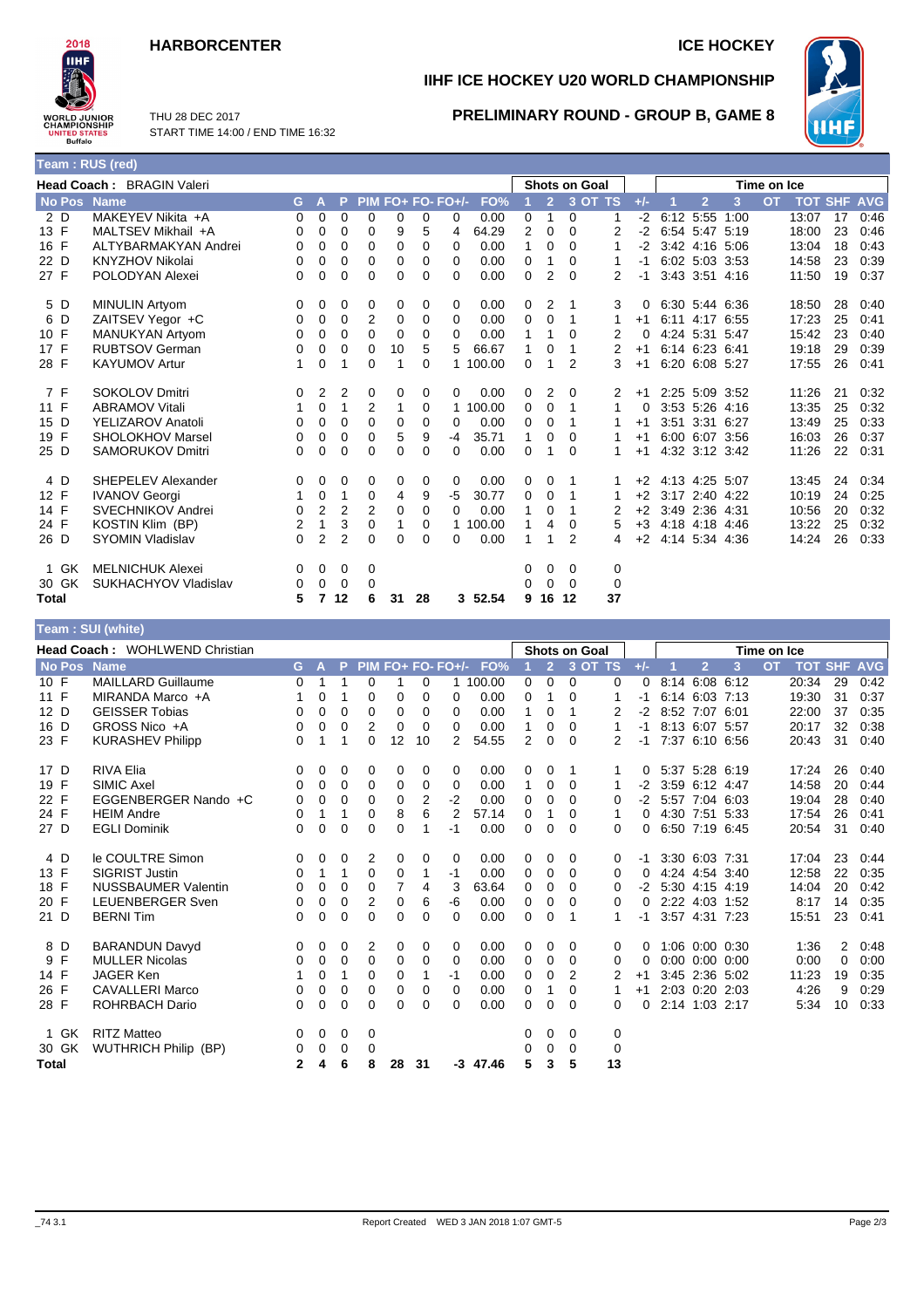HARBORCENTER

ICE HOCKEY

# IIHF ICE HOCKEY U20 WORLD CHAMPIONSHIP

THU 28 DEC 2017
START TIME 14:00 / END TIME 16:32

## PRELIMINARY ROUND - GROUP B, GAME 8

### Team : RUS (red)

Head Coach : BRAGIN Valeri

| No | Pos | Name | G | A | P | PIM | FO+ | FO- | FO+/- | FO% | 1 | 2 | 3 | OT | TS | +/- | 1 | 2 | 3 | OT | TOT | SHF | AVG |
|---|---|---|---|---|---|---|---|---|---|---|---|---|---|---|---|---|---|---|---|---|---|---|---|
| 2 | D | MAKEYEV Nikita +A | 0 | 0 | 0 | 0 | 0 | 0 | 0 | 0.00 | 0 | 1 | 0 | | 1 | -2 | 6:12 | 5:55 | 1:00 | | 13:07 | 17 | 0:46 |
| 13 | F | MALTSEV Mikhail +A | 0 | 0 | 0 | 0 | 9 | 5 | 4 | 64.29 | 2 | 0 | 0 | | 2 | -2 | 6:54 | 5:47 | 5:19 | | 18:00 | 23 | 0:46 |
| 16 | F | ALTYBARMAKYAN Andrei | 0 | 0 | 0 | 0 | 0 | 0 | 0 | 0.00 | 1 | 0 | 0 | | 1 | -2 | 3:42 | 4:16 | 5:06 | | 13:04 | 18 | 0:43 |
| 22 | D | KNYZHOV Nikolai | 0 | 0 | 0 | 0 | 0 | 0 | 0 | 0.00 | 0 | 1 | 0 | | 1 | -1 | 6:02 | 5:03 | 3:53 | | 14:58 | 23 | 0:39 |
| 27 | F | POLODYAN Alexei | 0 | 0 | 0 | 0 | 0 | 0 | 0 | 0.00 | 0 | 2 | 0 | | 2 | -1 | 3:43 | 3:51 | 4:16 | | 11:50 | 19 | 0:37 |
| 5 | D | MINULIN Artyom | 0 | 0 | 0 | 0 | 0 | 0 | 0 | 0.00 | 0 | 2 | 1 | | 3 | 0 | 6:30 | 5:44 | 6:36 | | 18:50 | 28 | 0:40 |
| 6 | D | ZAITSEV Yegor +C | 0 | 0 | 0 | 2 | 0 | 0 | 0 | 0.00 | 0 | 0 | 1 | | 1 | +1 | 6:11 | 4:17 | 6:55 | | 17:23 | 25 | 0:41 |
| 10 | F | MANUKYAN Artyom | 0 | 0 | 0 | 0 | 0 | 0 | 0 | 0.00 | 1 | 1 | 0 | | 2 | 0 | 4:24 | 5:31 | 5:47 | | 15:42 | 23 | 0:40 |
| 17 | F | RUBTSOV German | 0 | 0 | 0 | 0 | 10 | 5 | 5 | 66.67 | 1 | 0 | 1 | | 2 | +1 | 6:14 | 6:23 | 6:41 | | 19:18 | 29 | 0:39 |
| 28 | F | KAYUMOV Artur | 1 | 0 | 1 | 0 | 1 | 0 | 1 | 100.00 | 0 | 1 | 2 | | 3 | +1 | 6:20 | 6:08 | 5:27 | | 17:55 | 26 | 0:41 |
| 7 | F | SOKOLOV Dmitri | 0 | 2 | 2 | 0 | 0 | 0 | 0 | 0.00 | 0 | 2 | 0 | | 2 | +1 | 2:25 | 5:09 | 3:52 | | 11:26 | 21 | 0:32 |
| 11 | F | ABRAMOV Vitali | 1 | 0 | 1 | 2 | 1 | 0 | 1 | 100.00 | 0 | 0 | 1 | | 1 | 0 | 3:53 | 5:26 | 4:16 | | 13:35 | 25 | 0:32 |
| 15 | D | YELIZAROV Anatoli | 0 | 0 | 0 | 0 | 0 | 0 | 0 | 0.00 | 0 | 0 | 1 | | 1 | +1 | 3:51 | 3:31 | 6:27 | | 13:49 | 25 | 0:33 |
| 19 | F | SHOLOKHOV Marsel | 0 | 0 | 0 | 0 | 5 | 9 | -4 | 35.71 | 1 | 0 | 0 | | 1 | +1 | 6:00 | 6:07 | 3:56 | | 16:03 | 26 | 0:37 |
| 25 | D | SAMORUKOV Dmitri | 0 | 0 | 0 | 0 | 0 | 0 | 0 | 0.00 | 0 | 1 | 0 | | 1 | +1 | 4:32 | 3:12 | 3:42 | | 11:26 | 22 | 0:31 |
| 4 | D | SHEPELEV Alexander | 0 | 0 | 0 | 0 | 0 | 0 | 0 | 0.00 | 0 | 0 | 1 | | 1 | +2 | 4:13 | 4:25 | 5:07 | | 13:45 | 24 | 0:34 |
| 12 | F | IVANOV Georgi | 1 | 0 | 1 | 0 | 4 | 9 | -5 | 30.77 | 0 | 0 | 1 | | 1 | +2 | 3:17 | 2:40 | 4:22 | | 10:19 | 24 | 0:25 |
| 14 | F | SVECHNIKOV Andrei | 0 | 2 | 2 | 2 | 0 | 0 | 0 | 0.00 | 1 | 0 | 1 | | 2 | +2 | 3:49 | 2:36 | 4:31 | | 10:56 | 20 | 0:32 |
| 24 | F | KOSTIN Klim (BP) | 2 | 1 | 3 | 0 | 1 | 0 | 1 | 100.00 | 1 | 4 | 0 | | 5 | +3 | 4:18 | 4:18 | 4:46 | | 13:22 | 25 | 0:32 |
| 26 | D | SYOMIN Vladislav | 0 | 2 | 2 | 0 | 0 | 0 | 0 | 0.00 | 1 | 1 | 2 | | 4 | +2 | 4:14 | 5:34 | 4:36 | | 14:24 | 26 | 0:33 |
| 1 | GK | MELNICHUK Alexei | 0 | 0 | 0 | 0 | | | | | 0 | 0 | 0 | | 0 | | | | | | | | |
| 30 | GK | SUKHACHYOV Vladislav | 0 | 0 | 0 | 0 | | | | | 0 | 0 | 0 | | 0 | | | | | | | | |
| Total | | | 5 | 7 | 12 | 6 | 31 | 28 | 3 | 52.54 | 9 | 16 | 12 | | 37 | | | | | | | | |

### Team : SUI (white)

Head Coach : WOHLWEND Christian

| No | Pos | Name | G | A | P | PIM | FO+ | FO- | FO+/- | FO% | 1 | 2 | 3 | OT | TS | +/- | 1 | 2 | 3 | OT | TOT | SHF | AVG |
|---|---|---|---|---|---|---|---|---|---|---|---|---|---|---|---|---|---|---|---|---|---|---|---|
| 10 | F | MAILLARD Guillaume | 0 | 1 | 1 | 0 | 1 | 0 | 1 | 100.00 | 0 | 0 | 0 | | 0 | 0 | 8:14 | 6:08 | 6:12 | | 20:34 | 29 | 0:42 |
| 11 | F | MIRANDA Marco +A | 1 | 0 | 1 | 0 | 0 | 0 | 0 | 0.00 | 0 | 1 | 0 | | 1 | -1 | 6:14 | 6:03 | 7:13 | | 19:30 | 31 | 0:37 |
| 12 | D | GEISSER Tobias | 0 | 0 | 0 | 0 | 0 | 0 | 0 | 0.00 | 1 | 0 | 1 | | 2 | -2 | 8:52 | 7:07 | 6:01 | | 22:00 | 37 | 0:35 |
| 16 | D | GROSS Nico +A | 0 | 0 | 0 | 2 | 0 | 0 | 0 | 0.00 | 1 | 0 | 0 | | 1 | -1 | 8:13 | 6:07 | 5:57 | | 20:17 | 32 | 0:38 |
| 23 | F | KURASHEV Philipp | 0 | 1 | 1 | 0 | 12 | 10 | 2 | 54.55 | 2 | 0 | 0 | | 2 | -1 | 7:37 | 6:10 | 6:56 | | 20:43 | 31 | 0:40 |
| 17 | D | RIVA Elia | 0 | 0 | 0 | 0 | 0 | 0 | 0 | 0.00 | 0 | 0 | 1 | | 1 | 0 | 5:37 | 5:28 | 6:19 | | 17:24 | 26 | 0:40 |
| 19 | F | SIMIC Axel | 0 | 0 | 0 | 0 | 0 | 0 | 0 | 0.00 | 1 | 0 | 0 | | 1 | -2 | 3:59 | 6:12 | 4:47 | | 14:58 | 20 | 0:44 |
| 22 | F | EGGENBERGER Nando +C | 0 | 0 | 0 | 0 | 0 | 2 | -2 | 0.00 | 0 | 0 | 0 | | 0 | -2 | 5:57 | 7:04 | 6:03 | | 19:04 | 28 | 0:40 |
| 24 | F | HEIM Andre | 0 | 1 | 1 | 0 | 8 | 6 | 2 | 57.14 | 0 | 1 | 0 | | 1 | 0 | 4:30 | 7:51 | 5:33 | | 17:54 | 26 | 0:41 |
| 27 | D | EGLI Dominik | 0 | 0 | 0 | 0 | 0 | 1 | -1 | 0.00 | 0 | 0 | 0 | | 0 | 0 | 6:50 | 7:19 | 6:45 | | 20:54 | 31 | 0:40 |
| 4 | D | le COULTRE Simon | 0 | 0 | 0 | 2 | 0 | 0 | 0 | 0.00 | 0 | 0 | 0 | | 0 | -1 | 3:30 | 6:03 | 7:31 | | 17:04 | 23 | 0:44 |
| 13 | F | SIGRIST Justin | 0 | 1 | 1 | 0 | 0 | 1 | -1 | 0.00 | 0 | 0 | 0 | | 0 | 0 | 4:24 | 4:54 | 3:40 | | 12:58 | 22 | 0:35 |
| 18 | F | NUSSBAUMER Valentin | 0 | 0 | 0 | 0 | 7 | 4 | 3 | 63.64 | 0 | 0 | 0 | | 0 | -2 | 5:30 | 4:15 | 4:19 | | 14:04 | 20 | 0:42 |
| 20 | F | LEUENBERGER Sven | 0 | 0 | 0 | 2 | 0 | 6 | -6 | 0.00 | 0 | 0 | 0 | | 0 | 0 | 2:22 | 4:03 | 1:52 | | 8:17 | 14 | 0:35 |
| 21 | D | BERNI Tim | 0 | 0 | 0 | 0 | 0 | 0 | 0 | 0.00 | 0 | 0 | 1 | | 1 | -1 | 3:57 | 4:31 | 7:23 | | 15:51 | 23 | 0:41 |
| 8 | D | BARANDUN Davyd | 0 | 0 | 0 | 2 | 0 | 0 | 0 | 0.00 | 0 | 0 | 0 | | 0 | 0 | 1:06 | 0:00 | 0:30 | | 1:36 | 2 | 0:48 |
| 9 | F | MULLER Nicolas | 0 | 0 | 0 | 0 | 0 | 0 | 0 | 0.00 | 0 | 0 | 0 | | 0 | 0 | 0:00 | 0:00 | 0:00 | | 0:00 | 0 | 0:00 |
| 14 | F | JAGER Ken | 1 | 0 | 1 | 0 | 0 | 1 | -1 | 0.00 | 0 | 0 | 2 | | 2 | +1 | 3:45 | 2:36 | 5:02 | | 11:23 | 19 | 0:35 |
| 26 | F | CAVALLERI Marco | 0 | 0 | 0 | 0 | 0 | 0 | 0 | 0.00 | 0 | 1 | 0 | | 1 | +1 | 2:03 | 0:20 | 2:03 | | 4:26 | 9 | 0:29 |
| 28 | F | ROHRBACH Dario | 0 | 0 | 0 | 0 | 0 | 0 | 0 | 0.00 | 0 | 0 | 0 | | 0 | 0 | 2:14 | 1:03 | 2:17 | | 5:34 | 10 | 0:33 |
| 1 | GK | RITZ Matteo | 0 | 0 | 0 | 0 | | | | | 0 | 0 | 0 | | 0 | | | | | | | | |
| 30 | GK | WUTHRICH Philip (BP) | 0 | 0 | 0 | 0 | | | | | 0 | 0 | 0 | | 0 | | | | | | | | |
| Total | | | 2 | 4 | 6 | 8 | 28 | 31 | -3 | 47.46 | 5 | 3 | 5 | | 13 | | | | | | | | |

_74 3.1 Report Created WED 3 JAN 2018 1:07 GMT-5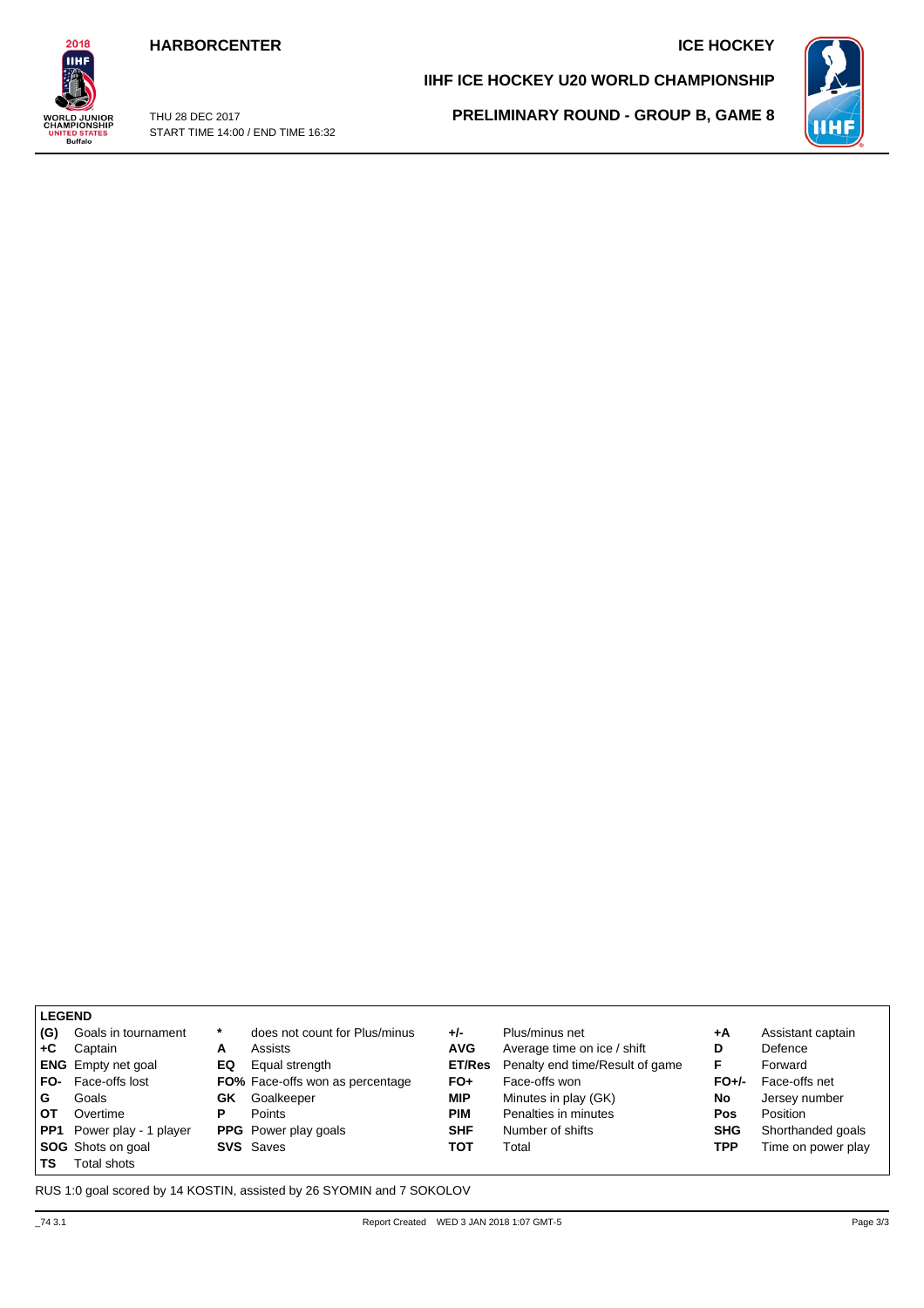HARBORCENTER

ICE HOCKEY

IIHF ICE HOCKEY U20 WORLD CHAMPIONSHIP

THU 28 DEC 2017
START TIME 14:00 / END TIME 16:32

PRELIMINARY ROUND - GROUP B, GAME 8

**LEGEND**

| | | | | | | | |
|---|---|---|---|---|---|---|---|
| **(G)** | Goals in tournament | ***** | does not count for Plus/minus | **+/-** | Plus/minus net | **+A** | Assistant captain |
| **+C** | Captain | **A** | Assists | **AVG** | Average time on ice / shift | **D** | Defence |
| **ENG** | Empty net goal | **EQ** | Equal strength | **ET/Res** | Penalty end time/Result of game | **F** | Forward |
| **FO-** | Face-offs lost | **FO%** | Face-offs won as percentage | **FO+** | Face-offs won | **FO+/-** | Face-offs net |
| **G** | Goals | **GK** | Goalkeeper | **MIP** | Minutes in play (GK) | **No** | Jersey number |
| **OT** | Overtime | **P** | Points | **PIM** | Penalties in minutes | **Pos** | Position |
| **PP1** | Power play - 1 player | **PPG** | Power play goals | **SHF** | Number of shifts | **SHG** | Shorthanded goals |
| **SOG** | Shots on goal | **SVS** | Saves | **TOT** | Total | **TPP** | Time on power play |
| **TS** | Total shots | | | | | | |

RUS 1:0 goal scored by 14 KOSTIN, assisted by 26 SYOMIN and 7 SOKOLOV

_74 3.1    Report Created WED 3 JAN 2018 1:07 GMT-5